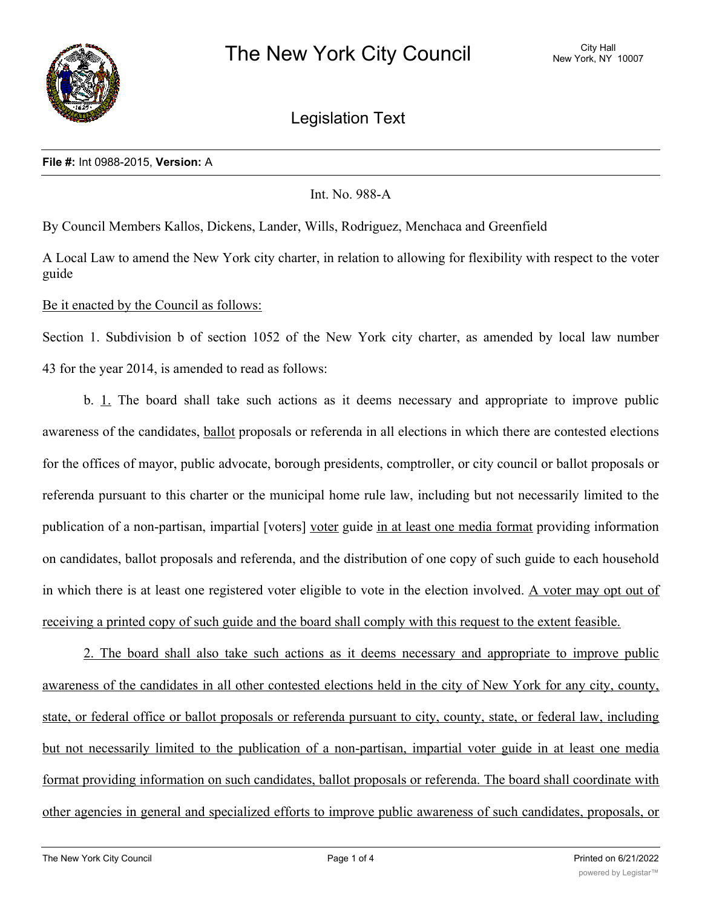# The New York City Council

City Hall
New York, NY 10007

## Legislation Text

**File #:** Int 0988-2015, **Version:** A

Int. No. 988-A

By Council Members Kallos, Dickens, Lander, Wills, Rodriguez, Menchaca and Greenfield

A Local Law to amend the New York city charter, in relation to allowing for flexibility with respect to the voter guide

Be it enacted by the Council as follows:

Section 1. Subdivision b of section 1052 of the New York city charter, as amended by local law number 43 for the year 2014, is amended to read as follows:

b. 1. The board shall take such actions as it deems necessary and appropriate to improve public awareness of the candidates, ballot proposals or referenda in all elections in which there are contested elections for the offices of mayor, public advocate, borough presidents, comptroller, or city council or ballot proposals or referenda pursuant to this charter or the municipal home rule law, including but not necessarily limited to the publication of a non-partisan, impartial [voters] voter guide in at least one media format providing information on candidates, ballot proposals and referenda, and the distribution of one copy of such guide to each household in which there is at least one registered voter eligible to vote in the election involved. A voter may opt out of receiving a printed copy of such guide and the board shall comply with this request to the extent feasible.

2. The board shall also take such actions as it deems necessary and appropriate to improve public awareness of the candidates in all other contested elections held in the city of New York for any city, county, state, or federal office or ballot proposals or referenda pursuant to city, county, state, or federal law, including but not necessarily limited to the publication of a non-partisan, impartial voter guide in at least one media format providing information on such candidates, ballot proposals or referenda. The board shall coordinate with other agencies in general and specialized efforts to improve public awareness of such candidates, proposals, or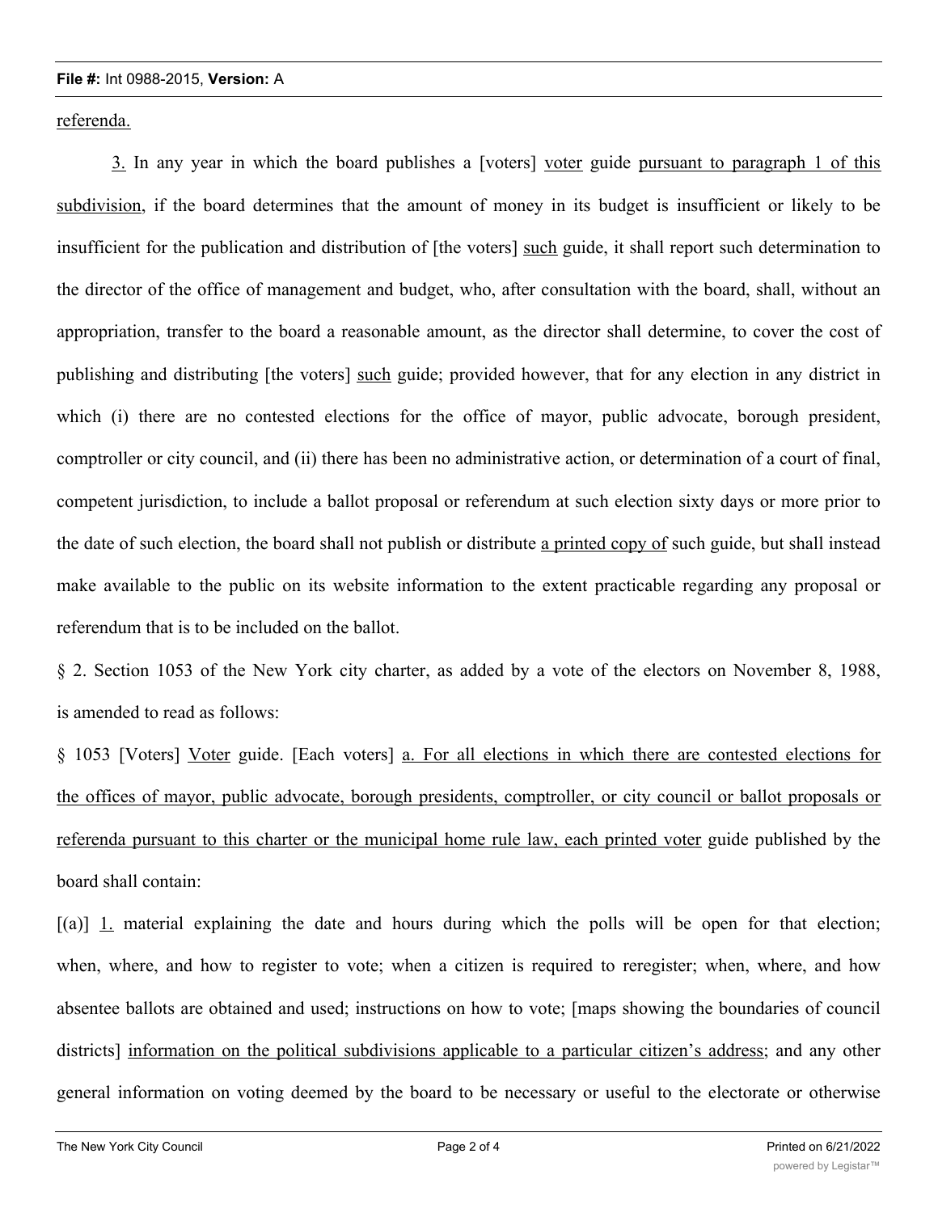referenda.

3. In any year in which the board publishes a [voters] voter guide pursuant to paragraph 1 of this subdivision, if the board determines that the amount of money in its budget is insufficient or likely to be insufficient for the publication and distribution of [the voters] such guide, it shall report such determination to the director of the office of management and budget, who, after consultation with the board, shall, without an appropriation, transfer to the board a reasonable amount, as the director shall determine, to cover the cost of publishing and distributing [the voters] such guide; provided however, that for any election in any district in which (i) there are no contested elections for the office of mayor, public advocate, borough president, comptroller or city council, and (ii) there has been no administrative action, or determination of a court of final, competent jurisdiction, to include a ballot proposal or referendum at such election sixty days or more prior to the date of such election, the board shall not publish or distribute a printed copy of such guide, but shall instead make available to the public on its website information to the extent practicable regarding any proposal or referendum that is to be included on the ballot.

§ 2. Section 1053 of the New York city charter, as added by a vote of the electors on November 8, 1988, is amended to read as follows:

§ 1053 [Voters] Voter guide. [Each voters] a. For all elections in which there are contested elections for the offices of mayor, public advocate, borough presidents, comptroller, or city council or ballot proposals or referenda pursuant to this charter or the municipal home rule law, each printed voter guide published by the board shall contain:

[(a)] 1. material explaining the date and hours during which the polls will be open for that election; when, where, and how to register to vote; when a citizen is required to reregister; when, where, and how absentee ballots are obtained and used; instructions on how to vote; [maps showing the boundaries of council districts] information on the political subdivisions applicable to a particular citizen's address; and any other general information on voting deemed by the board to be necessary or useful to the electorate or otherwise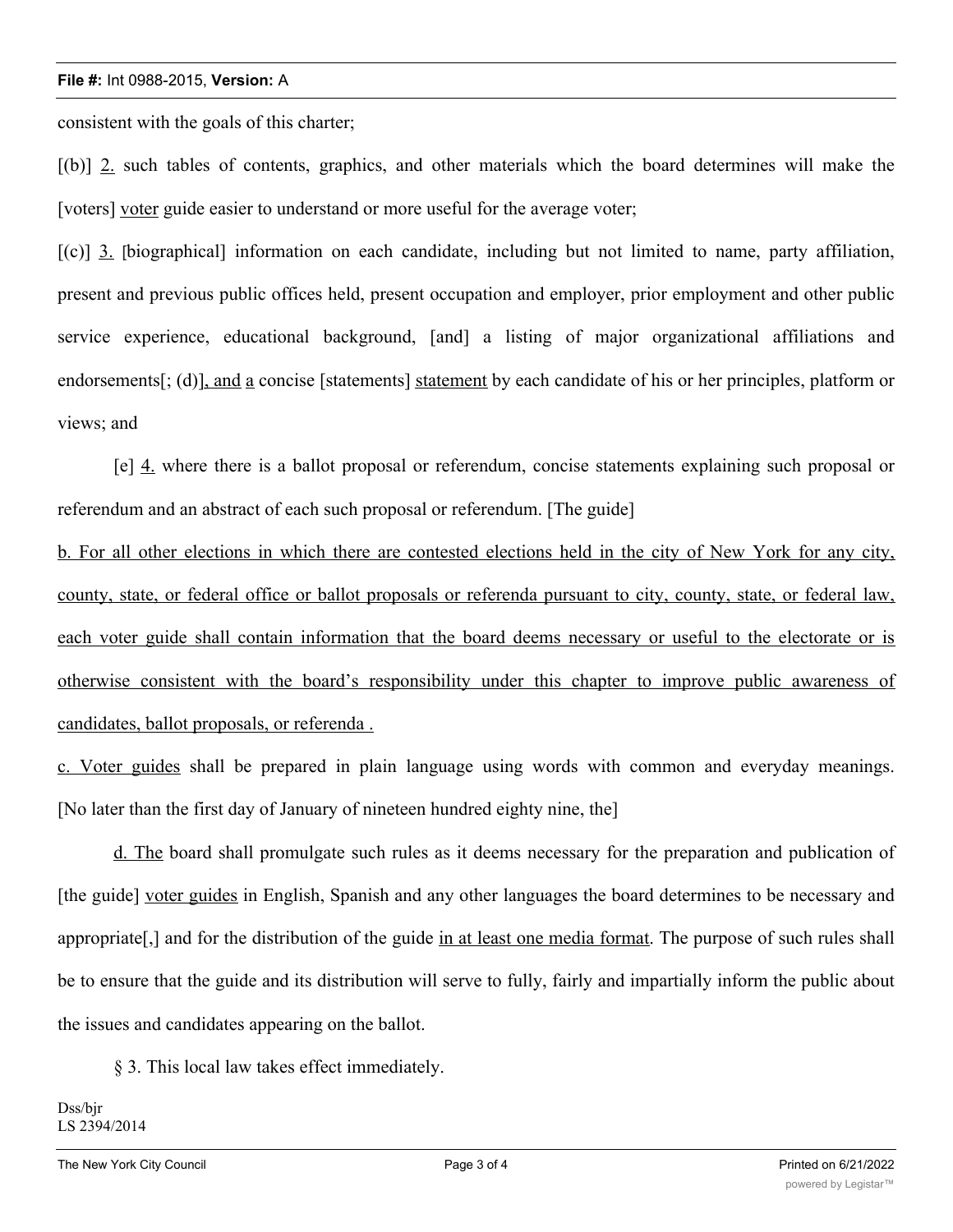consistent with the goals of this charter;

[(b)] <u>2.</u> such tables of contents, graphics, and other materials which the board determines will make the [voters] <u>voter</u> guide easier to understand or more useful for the average voter;

[(c)] <u>3.</u> [biographical] information on each candidate, including but not limited to name, party affiliation, present and previous public offices held, present occupation and employer, prior employment and other public service experience, educational background, [and] a listing of major organizational affiliations and endorsements[; (d)]<u>, and</u> <u>a</u> concise [statements] <u>statement</u> by each candidate of his or her principles, platform or views; and

[e] <u>4.</u> where there is a ballot proposal or referendum, concise statements explaining such proposal or referendum and an abstract of each such proposal or referendum. [The guide]

<u>b. For all other elections in which there are contested elections held in the city of New York for any city, county, state, or federal office or ballot proposals or referenda pursuant to city, county, state, or federal law, each voter guide shall contain information that the board deems necessary or useful to the electorate or is otherwise consistent with the board's responsibility under this chapter to improve public awareness of candidates, ballot proposals, or referenda .</u>

<u>c. Voter guides</u> shall be prepared in plain language using words with common and everyday meanings. [No later than the first day of January of nineteen hundred eighty nine, the]

<u>d. The</u> board shall promulgate such rules as it deems necessary for the preparation and publication of [the guide] <u>voter guides</u> in English, Spanish and any other languages the board determines to be necessary and appropriate[,] and for the distribution of the guide <u>in at least one media format</u>. The purpose of such rules shall be to ensure that the guide and its distribution will serve to fully, fairly and impartially inform the public about the issues and candidates appearing on the ballot.

§ 3. This local law takes effect immediately.

Dss/bjr
LS 2394/2014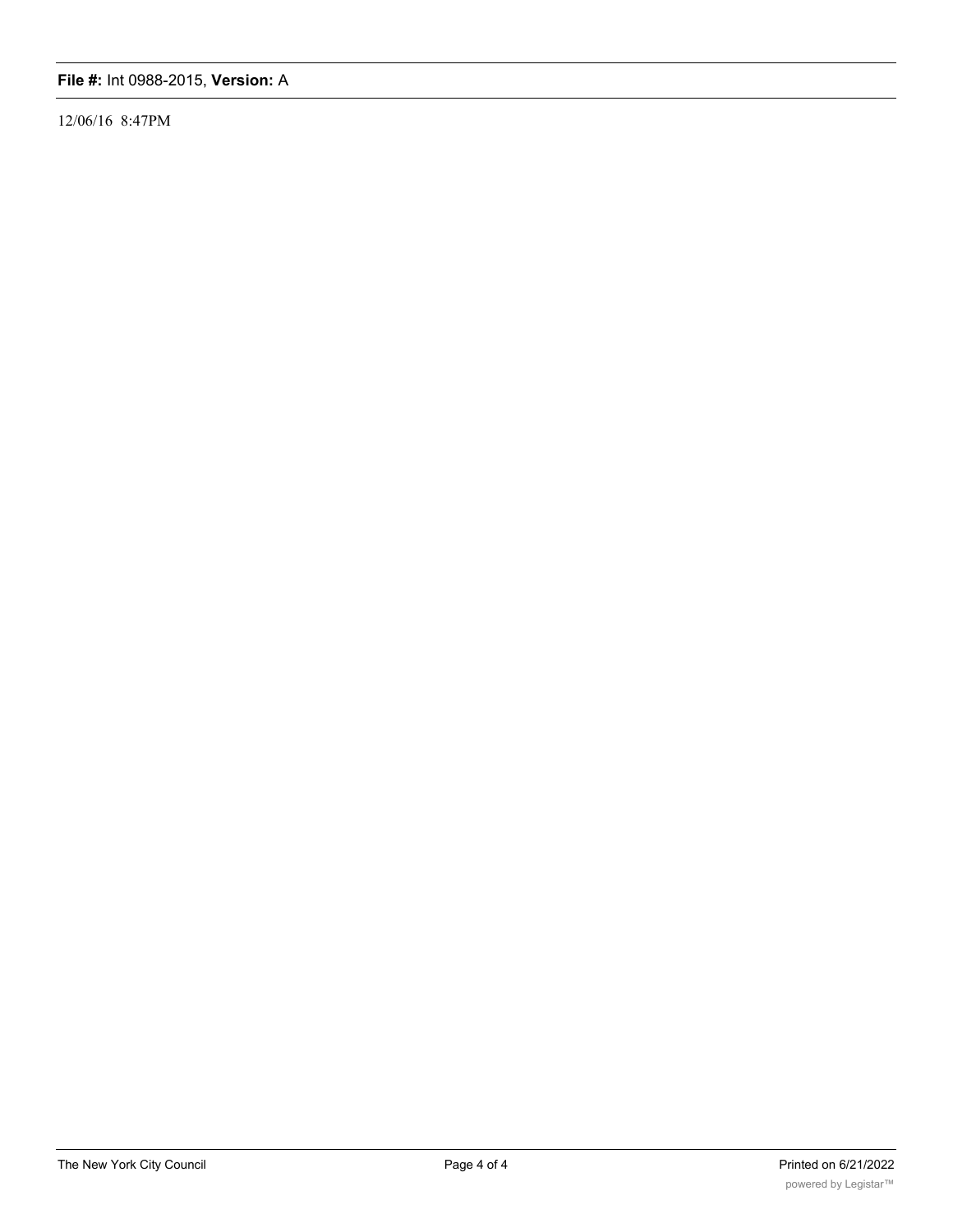12/06/16 8:47PM